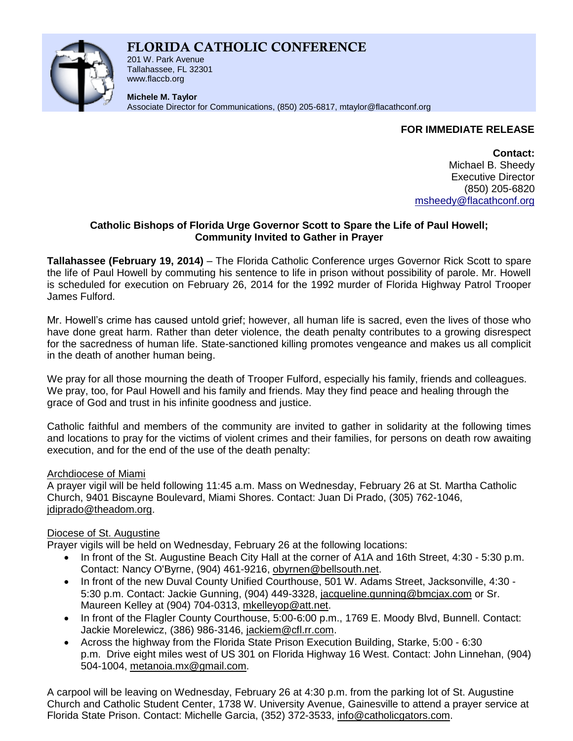# FLORIDA CATHOLIC CONFERENCE

201 W. Park Avenue
Tallahassee, FL 32301
www.flaccb.org

**Michele M. Taylor**
Associate Director for Communications, (850) 205-6817, mtaylor@flacathconf.org

**FOR IMMEDIATE RELEASE**

**Contact:**
Michael B. Sheedy
Executive Director
(850) 205-6820
msheedy@flacathconf.org

**Catholic Bishops of Florida Urge Governor Scott to Spare the Life of Paul Howell; Community Invited to Gather in Prayer**

**Tallahassee (February 19, 2014)** – The Florida Catholic Conference urges Governor Rick Scott to spare the life of Paul Howell by commuting his sentence to life in prison without possibility of parole. Mr. Howell is scheduled for execution on February 26, 2014 for the 1992 murder of Florida Highway Patrol Trooper James Fulford.

Mr. Howell's crime has caused untold grief; however, all human life is sacred, even the lives of those who have done great harm. Rather than deter violence, the death penalty contributes to a growing disrespect for the sacredness of human life. State-sanctioned killing promotes vengeance and makes us all complicit in the death of another human being.

We pray for all those mourning the death of Trooper Fulford, especially his family, friends and colleagues. We pray, too, for Paul Howell and his family and friends. May they find peace and healing through the grace of God and trust in his infinite goodness and justice.

Catholic faithful and members of the community are invited to gather in solidarity at the following times and locations to pray for the victims of violent crimes and their families, for persons on death row awaiting execution, and for the end of the use of the death penalty:

Archdiocese of Miami
A prayer vigil will be held following 11:45 a.m. Mass on Wednesday, February 26 at St. Martha Catholic Church, 9401 Biscayne Boulevard, Miami Shores. Contact: Juan Di Prado, (305) 762-1046, jdiprado@theadom.org.

Diocese of St. Augustine
Prayer vigils will be held on Wednesday, February 26 at the following locations:

- In front of the St. Augustine Beach City Hall at the corner of A1A and 16th Street, 4:30 - 5:30 p.m. Contact: Nancy O'Byrne, (904) 461-9216, obyrnen@bellsouth.net.
- In front of the new Duval County Unified Courthouse, 501 W. Adams Street, Jacksonville, 4:30 - 5:30 p.m. Contact: Jackie Gunning, (904) 449-3328, jacqueline.gunning@bmcjax.com or Sr. Maureen Kelley at (904) 704-0313, mkelleyop@att.net.
- In front of the Flagler County Courthouse, 5:00-6:00 p.m., 1769 E. Moody Blvd, Bunnell. Contact: Jackie Morelewicz, (386) 986-3146, jackiem@cfl.rr.com.
- Across the highway from the Florida State Prison Execution Building, Starke, 5:00 - 6:30 p.m. Drive eight miles west of US 301 on Florida Highway 16 West. Contact: John Linnehan, (904) 504-1004, metanoia.mx@gmail.com.

A carpool will be leaving on Wednesday, February 26 at 4:30 p.m. from the parking lot of St. Augustine Church and Catholic Student Center, 1738 W. University Avenue, Gainesville to attend a prayer service at Florida State Prison. Contact: Michelle Garcia, (352) 372-3533, info@catholicgators.com.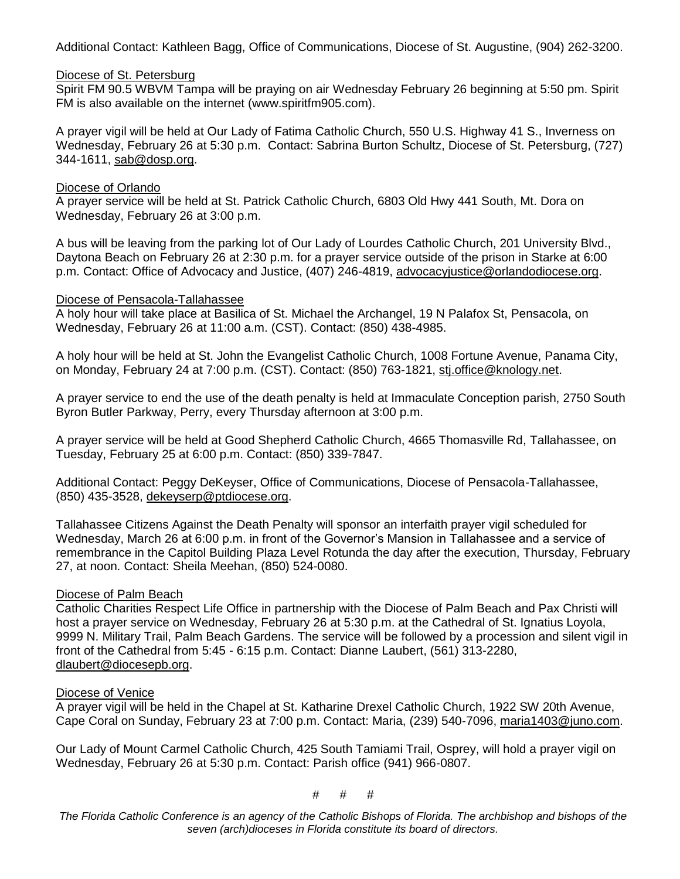Additional Contact: Kathleen Bagg, Office of Communications, Diocese of St. Augustine, (904) 262-3200.

Diocese of St. Petersburg

Spirit FM 90.5 WBVM Tampa will be praying on air Wednesday February 26 beginning at 5:50 pm. Spirit FM is also available on the internet (www.spiritfm905.com).

A prayer vigil will be held at Our Lady of Fatima Catholic Church, 550 U.S. Highway 41 S., Inverness on Wednesday, February 26 at 5:30 p.m. Contact: Sabrina Burton Schultz, Diocese of St. Petersburg, (727) 344-1611, sab@dosp.org.

Diocese of Orlando

A prayer service will be held at St. Patrick Catholic Church, 6803 Old Hwy 441 South, Mt. Dora on Wednesday, February 26 at 3:00 p.m.

A bus will be leaving from the parking lot of Our Lady of Lourdes Catholic Church, 201 University Blvd., Daytona Beach on February 26 at 2:30 p.m. for a prayer service outside of the prison in Starke at 6:00 p.m. Contact: Office of Advocacy and Justice, (407) 246-4819, advocacyjustice@orlandodiocese.org.

Diocese of Pensacola-Tallahassee

A holy hour will take place at Basilica of St. Michael the Archangel, 19 N Palafox St, Pensacola, on Wednesday, February 26 at 11:00 a.m. (CST). Contact: (850) 438-4985.

A holy hour will be held at St. John the Evangelist Catholic Church, 1008 Fortune Avenue, Panama City, on Monday, February 24 at 7:00 p.m. (CST). Contact: (850) 763-1821, stj.office@knology.net.

A prayer service to end the use of the death penalty is held at Immaculate Conception parish, 2750 South Byron Butler Parkway, Perry, every Thursday afternoon at 3:00 p.m.

A prayer service will be held at Good Shepherd Catholic Church, 4665 Thomasville Rd, Tallahassee, on Tuesday, February 25 at 6:00 p.m. Contact: (850) 339-7847.

Additional Contact: Peggy DeKeyser, Office of Communications, Diocese of Pensacola-Tallahassee, (850) 435-3528, dekeyserp@ptdiocese.org.

Tallahassee Citizens Against the Death Penalty will sponsor an interfaith prayer vigil scheduled for Wednesday, March 26 at 6:00 p.m. in front of the Governor's Mansion in Tallahassee and a service of remembrance in the Capitol Building Plaza Level Rotunda the day after the execution, Thursday, February 27, at noon. Contact: Sheila Meehan, (850) 524-0080.

Diocese of Palm Beach

Catholic Charities Respect Life Office in partnership with the Diocese of Palm Beach and Pax Christi will host a prayer service on Wednesday, February 26 at 5:30 p.m. at the Cathedral of St. Ignatius Loyola, 9999 N. Military Trail, Palm Beach Gardens. The service will be followed by a procession and silent vigil in front of the Cathedral from 5:45 - 6:15 p.m. Contact: Dianne Laubert, (561) 313-2280, dlaubert@diocesepb.org.

Diocese of Venice

A prayer vigil will be held in the Chapel at St. Katharine Drexel Catholic Church, 1922 SW 20th Avenue, Cape Coral on Sunday, February 23 at 7:00 p.m. Contact: Maria, (239) 540-7096, maria1403@juno.com.

Our Lady of Mount Carmel Catholic Church, 425 South Tamiami Trail, Osprey, will hold a prayer vigil on Wednesday, February 26 at 5:30 p.m. Contact: Parish office (941) 966-0807.

# # #

*The Florida Catholic Conference is an agency of the Catholic Bishops of Florida. The archbishop and bishops of the seven (arch)dioceses in Florida constitute its board of directors.*